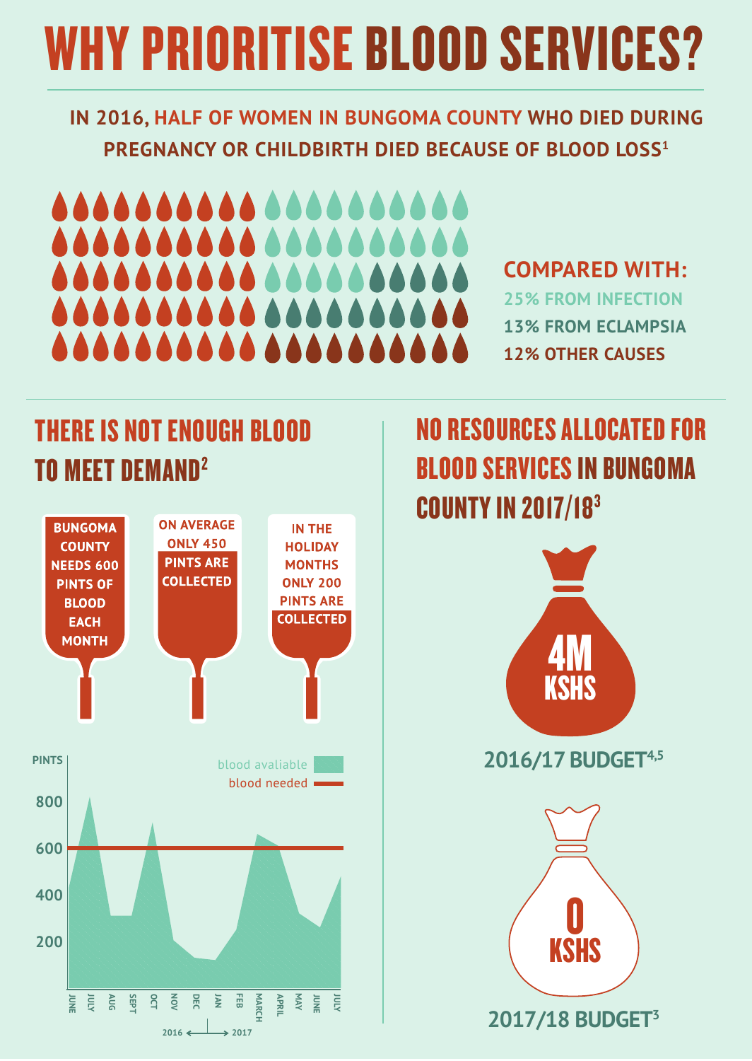# WHY PRIORITISE BLOOD SERVICES?

**IN 2016, HALF OF WOMEN IN BUNGOMA COUNTY WHO DIED DURING PREGNANCY OR CHILDBIRTH DIED BECAUSE OF BLOOD LOSS[1]**

**COMPARED WITH:**

- 25% FROM INFECTION
- 13% FROM ECLAMPSIA
- 12% OTHER CAUSES

## THERE IS NOT ENOUGH BLOOD TO MEET DEMAND[2]

- BUNGOMA COUNTY NEEDS 600 PINTS OF BLOOD EACH MONTH
- ON AVERAGE ONLY 450 PINTS ARE COLLECTED
- IN THE HOLIDAY MONTHS ONLY 200 PINTS ARE COLLECTED

PINTS

blood avaliable

blood needed

800

600

400

200

JUNE JULY AUG SEPT OCT NOV DEC JAN FEB MARCH APRIL MAY JUNE JULY

2016 ⟷ 2017

## NO RESOURCES ALLOCATED FOR BLOOD SERVICES IN BUNGOMA COUNTY IN 2017/18[3]

**4M KSHS**

2016/17 BUDGET[4,5]

**0 KSHS**

2017/18 BUDGET[3]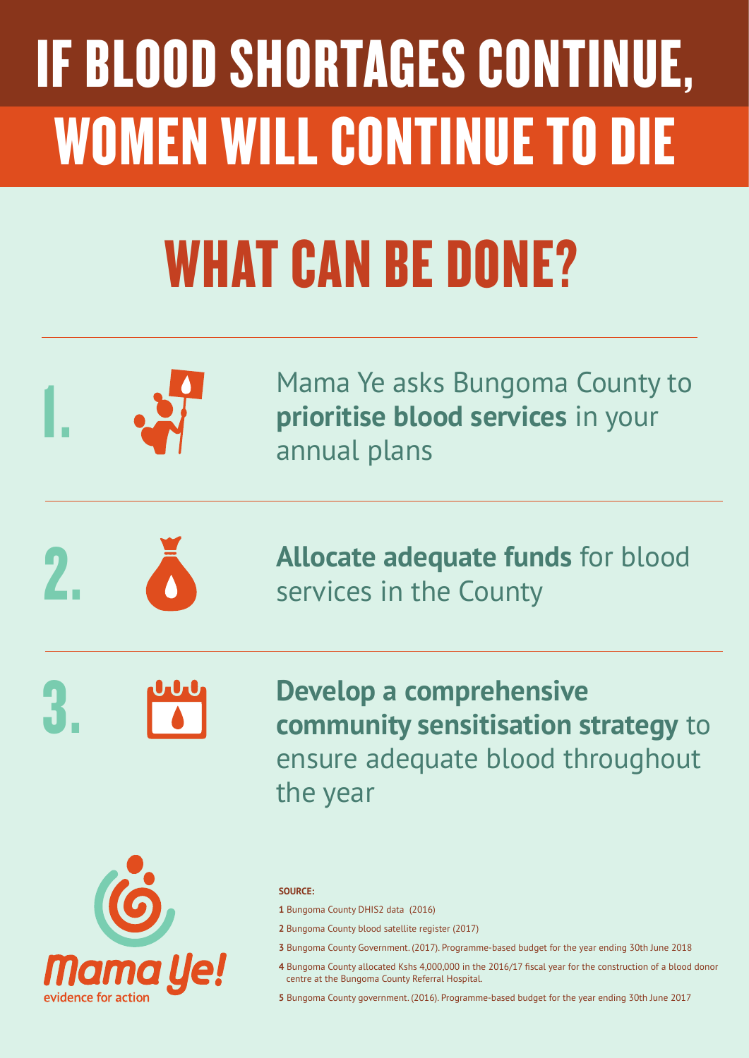# IF BLOOD SHORTAGES CONTINUE, WOMEN WILL CONTINUE TO DIE

## WHAT CAN BE DONE?

1. Mama Ye asks Bungoma County to **prioritise blood services** in your annual plans

2. **Allocate adequate funds** for blood services in the County

3. **Develop a comprehensive community sensitisation strategy** to ensure adequate blood throughout the year

Mama Ye!
evidence for action

**SOURCE:**

**1** Bungoma County DHIS2 data (2016)

**2** Bungoma County blood satellite register (2017)

**3** Bungoma County Government. (2017). Programme-based budget for the year ending 30th June 2018

**4** Bungoma County allocated Kshs 4,000,000 in the 2016/17 fiscal year for the construction of a blood donor centre at the Bungoma County Referral Hospital.

**5** Bungoma County government. (2016). Programme-based budget for the year ending 30th June 2017